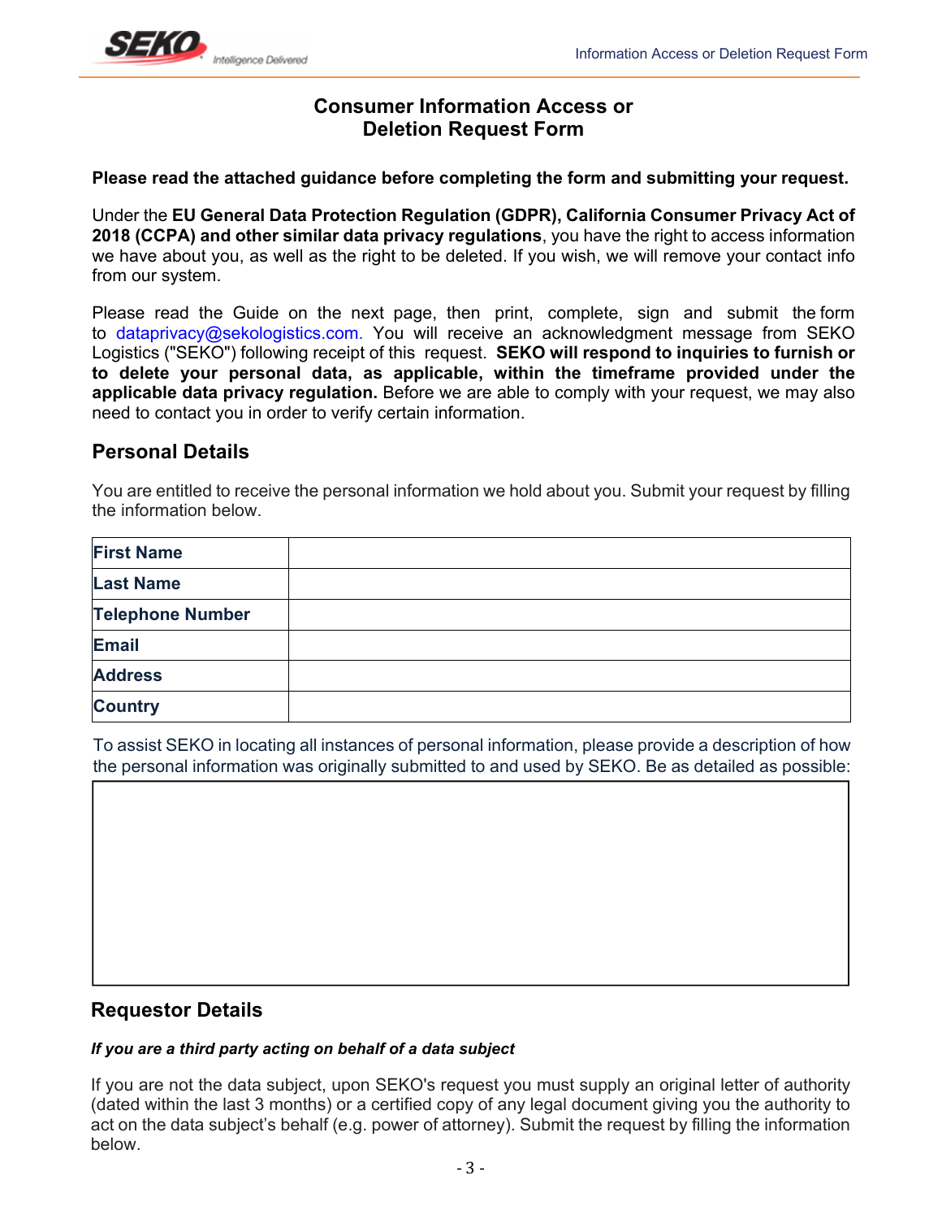# Consumer Information Access or Deletion Request Form

**Please read the attached guidance before completing the form and submitting your request.**

Under the **EU General Data Protection Regulation (GDPR), California Consumer Privacy Act of 2018 (CCPA) and other similar data privacy regulations**, you have the right to access information we have about you, as well as the right to be deleted. If you wish, we will remove your contact info from our system.

Please read the Guide on the next page, then print, complete, sign and submit the form to dataprivacy@sekologistics.com. You will receive an acknowledgment message from SEKO Logistics ("SEKO") following receipt of this request. **SEKO will respond to inquiries to furnish or to delete your personal data, as applicable, within the timeframe provided under the applicable data privacy regulation.** Before we are able to comply with your request, we may also need to contact you in order to verify certain information.

## Personal Details

You are entitled to receive the personal information we hold about you. Submit your request by filling the information below.

| Field | |
|---|---|
| **First Name** | |
| **Last Name** | |
| **Telephone Number** | |
| **Email** | |
| **Address** | |
| **Country** | |

To assist SEKO in locating all instances of personal information, please provide a description of how the personal information was originally submitted to and used by SEKO. Be as detailed as possible:

| |
|---|
| |

## Requestor Details

***If you are a third party acting on behalf of a data subject***

If you are not the data subject, upon SEKO's request you must supply an original letter of authority (dated within the last 3 months) or a certified copy of any legal document giving you the authority to act on the data subject's behalf (e.g. power of attorney). Submit the request by filling the information below.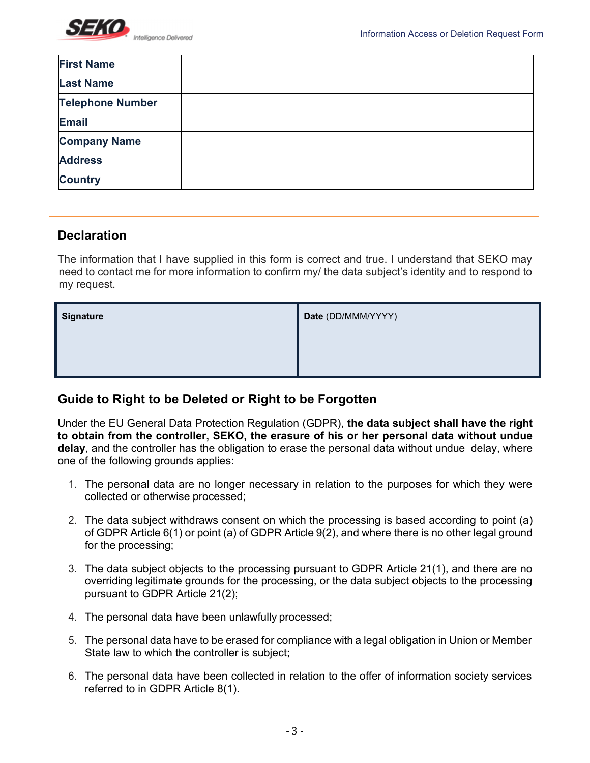| First Name | |
|---|---|
| Last Name | |
| Telephone Number | |
| Email | |
| Company Name | |
| Address | |
| Country | |

## Declaration

The information that I have supplied in this form is correct and true. I understand that SEKO may need to contact me for more information to confirm my/ the data subject's identity and to respond to my request.

| **Signature** | **Date** (DD/MMM/YYYY) |
|---|---|
| | |

## Guide to Right to be Deleted or Right to be Forgotten

Under the EU General Data Protection Regulation (GDPR), **the data subject shall have the right to obtain from the controller, SEKO, the erasure of his or her personal data without undue delay**, and the controller has the obligation to erase the personal data without undue delay, where one of the following grounds applies:

1. The personal data are no longer necessary in relation to the purposes for which they were collected or otherwise processed;

2. The data subject withdraws consent on which the processing is based according to point (a) of GDPR Article 6(1) or point (a) of GDPR Article 9(2), and where there is no other legal ground for the processing;

3. The data subject objects to the processing pursuant to GDPR Article 21(1), and there are no overriding legitimate grounds for the processing, or the data subject objects to the processing pursuant to GDPR Article 21(2);

4. The personal data have been unlawfully processed;

5. The personal data have to be erased for compliance with a legal obligation in Union or Member State law to which the controller is subject;

6. The personal data have been collected in relation to the offer of information society services referred to in GDPR Article 8(1).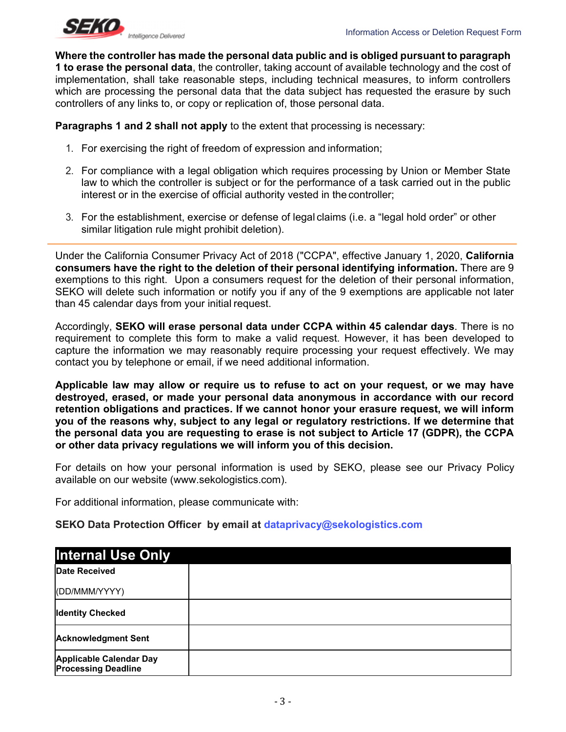**Where the controller has made the personal data public and is obliged pursuant to paragraph 1 to erase the personal data**, the controller, taking account of available technology and the cost of implementation, shall take reasonable steps, including technical measures, to inform controllers which are processing the personal data that the data subject has requested the erasure by such controllers of any links to, or copy or replication of, those personal data.

**Paragraphs 1 and 2 shall not apply** to the extent that processing is necessary:

1. For exercising the right of freedom of expression and information;
2. For compliance with a legal obligation which requires processing by Union or Member State law to which the controller is subject or for the performance of a task carried out in the public interest or in the exercise of official authority vested in the controller;
3. For the establishment, exercise or defense of legal claims (i.e. a “legal hold order” or other similar litigation rule might prohibit deletion).

---

Under the California Consumer Privacy Act of 2018 ("CCPA", effective January 1, 2020, **California consumers have the right to the deletion of their personal identifying information.** There are 9 exemptions to this right. Upon a consumers request for the deletion of their personal information, SEKO will delete such information or notify you if any of the 9 exemptions are applicable not later than 45 calendar days from your initial request.

Accordingly, **SEKO will erase personal data under CCPA within 45 calendar days**. There is no requirement to complete this form to make a valid request. However, it has been developed to capture the information we may reasonably require processing your request effectively. We may contact you by telephone or email, if we need additional information.

**Applicable law may allow or require us to refuse to act on your request, or we may have destroyed, erased, or made your personal data anonymous in accordance with our record retention obligations and practices. If we cannot honor your erasure request, we will inform you of the reasons why, subject to any legal or regulatory restrictions. If we determine that the personal data you are requesting to erase is not subject to Article 17 (GDPR), the CCPA or other data privacy regulations we will inform you of this decision.**

For details on how your personal information is used by SEKO, please see our Privacy Policy available on our website (www.sekologistics.com).

For additional information, please communicate with:

**SEKO Data Protection Officer by email at dataprivacy@sekologistics.com**

| **Internal Use Only** | |
|---|---|
| **Date Received** (DD/MMM/YYYY) | |
| **Identity Checked** | |
| **Acknowledgment Sent** | |
| **Applicable Calendar Day Processing Deadline** | |